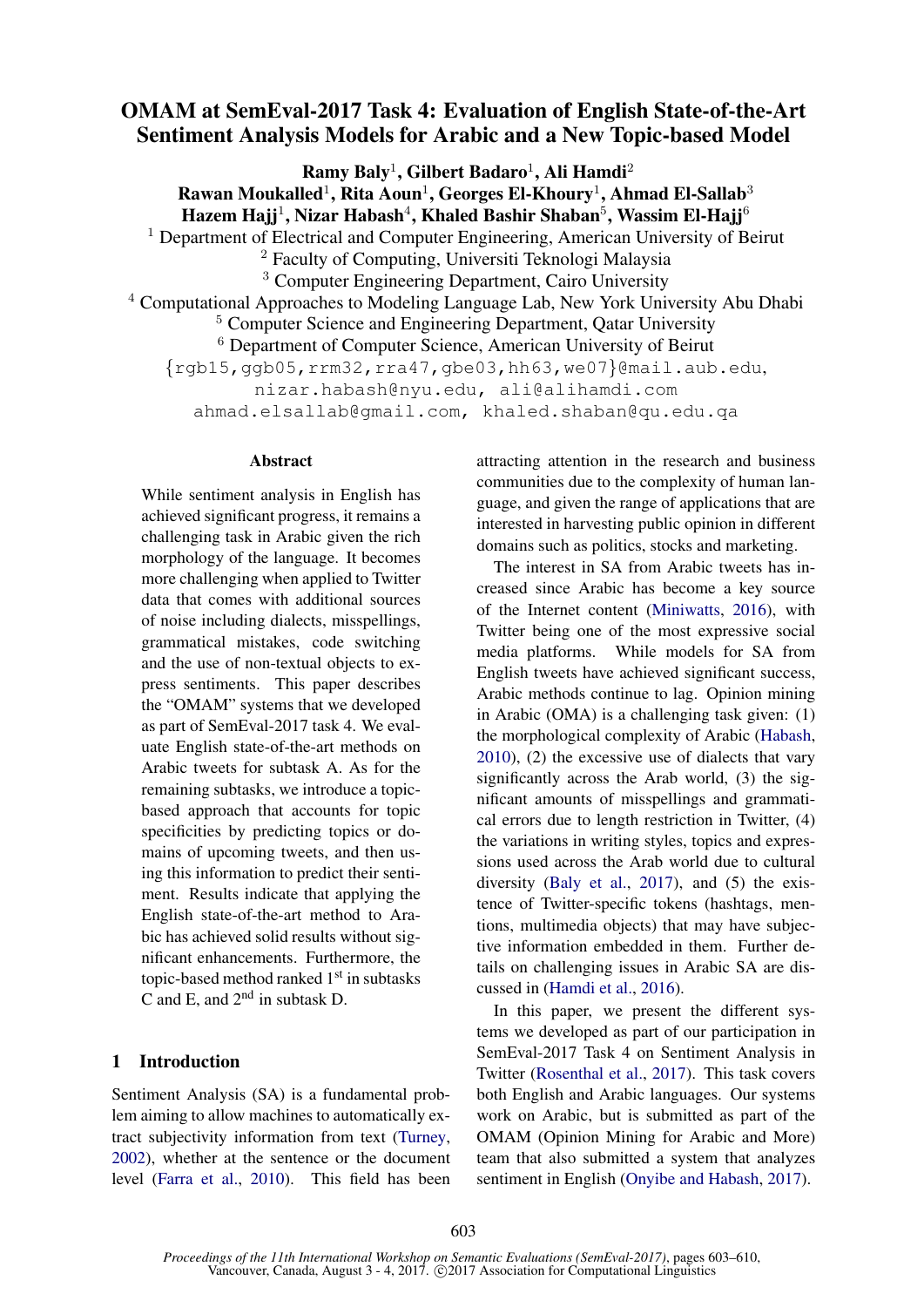# OMAM at SemEval-2017 Task 4: Evaluation of English State-of-the-Art Sentiment Analysis Models for Arabic and a New Topic-based Model

**Ramy Baly**[1], **Gilbert Badaro**[1], **Ali Hamdi**[2]
**Rawan Moukalled**[1], **Rita Aoun**[1], **Georges El-Khoury**[1], **Ahmad El-Sallab**[3]
**Hazem Hajj**[1], **Nizar Habash**[4], **Khaled Bashir Shaban**[5], **Wassim El-Hajj**[6]

[1] Department of Electrical and Computer Engineering, American University of Beirut
[2] Faculty of Computing, Universiti Teknologi Malaysia
[3] Computer Engineering Department, Cairo University
[4] Computational Approaches to Modeling Language Lab, New York University Abu Dhabi
[5] Computer Science and Engineering Department, Qatar University
[6] Department of Computer Science, American University of Beirut

{rgb15,ggb05,rrm32,rra47,gbe03,hh63,we07}@mail.aub.edu, nizar.habash@nyu.edu, ali@alihamdi.com
ahmad.elsallab@gmail.com, khaled.shaban@qu.edu.qa

## Abstract

While sentiment analysis in English has achieved significant progress, it remains a challenging task in Arabic given the rich morphology of the language. It becomes more challenging when applied to Twitter data that comes with additional sources of noise including dialects, misspellings, grammatical mistakes, code switching and the use of non-textual objects to express sentiments. This paper describes the "OMAM" systems that we developed as part of SemEval-2017 task 4. We evaluate English state-of-the-art methods on Arabic tweets for subtask A. As for the remaining subtasks, we introduce a topic-based approach that accounts for topic specificities by predicting topics or domains of upcoming tweets, and then using this information to predict their sentiment. Results indicate that applying the English state-of-the-art method to Arabic has achieved solid results without significant enhancements. Furthermore, the topic-based method ranked 1st in subtasks C and E, and 2nd in subtask D.

## 1 Introduction

Sentiment Analysis (SA) is a fundamental problem aiming to allow machines to automatically extract subjectivity information from text (Turney, 2002), whether at the sentence or the document level (Farra et al., 2010). This field has been attracting attention in the research and business communities due to the complexity of human language, and given the range of applications that are interested in harvesting public opinion in different domains such as politics, stocks and marketing.

The interest in SA from Arabic tweets has increased since Arabic has become a key source of the Internet content (Miniwatts, 2016), with Twitter being one of the most expressive social media platforms. While models for SA from English tweets have achieved significant success, Arabic methods continue to lag. Opinion mining in Arabic (OMA) is a challenging task given: (1) the morphological complexity of Arabic (Habash, 2010), (2) the excessive use of dialects that vary significantly across the Arab world, (3) the significant amounts of misspellings and grammatical errors due to length restriction in Twitter, (4) the variations in writing styles, topics and expressions used across the Arab world due to cultural diversity (Baly et al., 2017), and (5) the existence of Twitter-specific tokens (hashtags, mentions, multimedia objects) that may have subjective information embedded in them. Further details on challenging issues in Arabic SA are discussed in (Hamdi et al., 2016).

In this paper, we present the different systems we developed as part of our participation in SemEval-2017 Task 4 on Sentiment Analysis in Twitter (Rosenthal et al., 2017). This task covers both English and Arabic languages. Our systems work on Arabic, but is submitted as part of the OMAM (Opinion Mining for Arabic and More) team that also submitted a system that analyzes sentiment in English (Onyibe and Habash, 2017).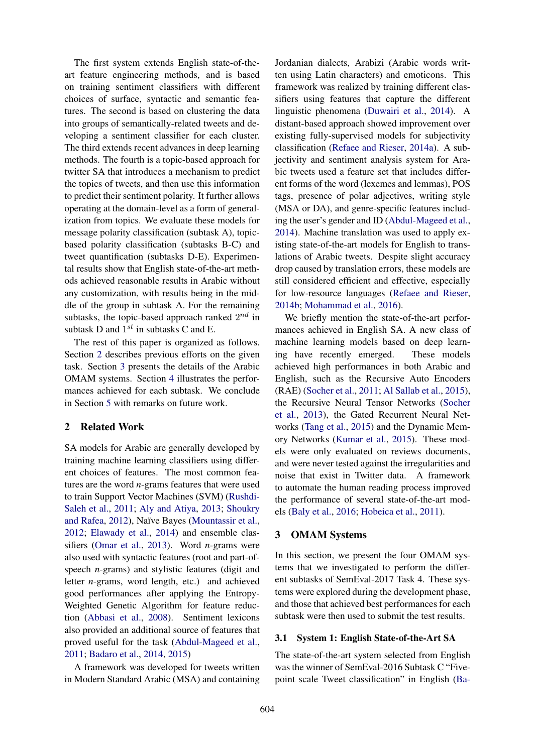The first system extends English state-of-the-art feature engineering methods, and is based on training sentiment classifiers with different choices of surface, syntactic and semantic features. The second is based on clustering the data into groups of semantically-related tweets and developing a sentiment classifier for each cluster. The third extends recent advances in deep learning methods. The fourth is a topic-based approach for twitter SA that introduces a mechanism to predict the topics of tweets, and then use this information to predict their sentiment polarity. It further allows operating at the domain-level as a form of generalization from topics. We evaluate these models for message polarity classification (subtask A), topic-based polarity classification (subtasks B-C) and tweet quantification (subtasks D-E). Experimental results show that English state-of-the-art methods achieved reasonable results in Arabic without any customization, with results being in the middle of the group in subtask A. For the remaining subtasks, the topic-based approach ranked $2^{nd}$ in subtask D and $1^{st}$ in subtasks C and E.

The rest of this paper is organized as follows. Section 2 describes previous efforts on the given task. Section 3 presents the details of the Arabic OMAM systems. Section 4 illustrates the performances achieved for each subtask. We conclude in Section 5 with remarks on future work.

## 2 Related Work

SA models for Arabic are generally developed by training machine learning classifiers using different choices of features. The most common features are the word *n*-grams features that were used to train Support Vector Machines (SVM) (Rushdi-Saleh et al., 2011; Aly and Atiya, 2013; Shoukry and Rafea, 2012), Naïve Bayes (Mountassir et al., 2012; Elawady et al., 2014) and ensemble classifiers (Omar et al., 2013). Word *n*-grams were also used with syntactic features (root and part-of-speech *n*-grams) and stylistic features (digit and letter *n*-grams, word length, etc.) and achieved good performances after applying the Entropy-Weighted Genetic Algorithm for feature reduction (Abbasi et al., 2008). Sentiment lexicons also provided an additional source of features that proved useful for the task (Abdul-Mageed et al., 2011; Badaro et al., 2014, 2015)

A framework was developed for tweets written in Modern Standard Arabic (MSA) and containing Jordanian dialects, Arabizi (Arabic words written using Latin characters) and emoticons. This framework was realized by training different classifiers using features that capture the different linguistic phenomena (Duwairi et al., 2014). A distant-based approach showed improvement over existing fully-supervised models for subjectivity classification (Refaee and Rieser, 2014a). A subjectivity and sentiment analysis system for Arabic tweets used a feature set that includes different forms of the word (lexemes and lemmas), POS tags, presence of polar adjectives, writing style (MSA or DA), and genre-specific features including the user's gender and ID (Abdul-Mageed et al., 2014). Machine translation was used to apply existing state-of-the-art models for English to translations of Arabic tweets. Despite slight accuracy drop caused by translation errors, these models are still considered efficient and effective, especially for low-resource languages (Refaee and Rieser, 2014b; Mohammad et al., 2016).

We briefly mention the state-of-the-art performances achieved in English SA. A new class of machine learning models based on deep learning have recently emerged. These models achieved high performances in both Arabic and English, such as the Recursive Auto Encoders (RAE) (Socher et al., 2011; Al Sallab et al., 2015), the Recursive Neural Tensor Networks (Socher et al., 2013), the Gated Recurrent Neural Networks (Tang et al., 2015) and the Dynamic Memory Networks (Kumar et al., 2015). These models were only evaluated on reviews documents, and were never tested against the irregularities and noise that exist in Twitter data. A framework to automate the human reading process improved the performance of several state-of-the-art models (Baly et al., 2016; Hobeica et al., 2011).

## 3 OMAM Systems

In this section, we present the four OMAM systems that we investigated to perform the different subtasks of SemEval-2017 Task 4. These systems were explored during the development phase, and those that achieved best performances for each subtask were then used to submit the test results.

### 3.1 System 1: English State-of-the-Art SA

The state-of-the-art system selected from English was the winner of SemEval-2016 Subtask C "Five-point scale Tweet classification" in English (Ba-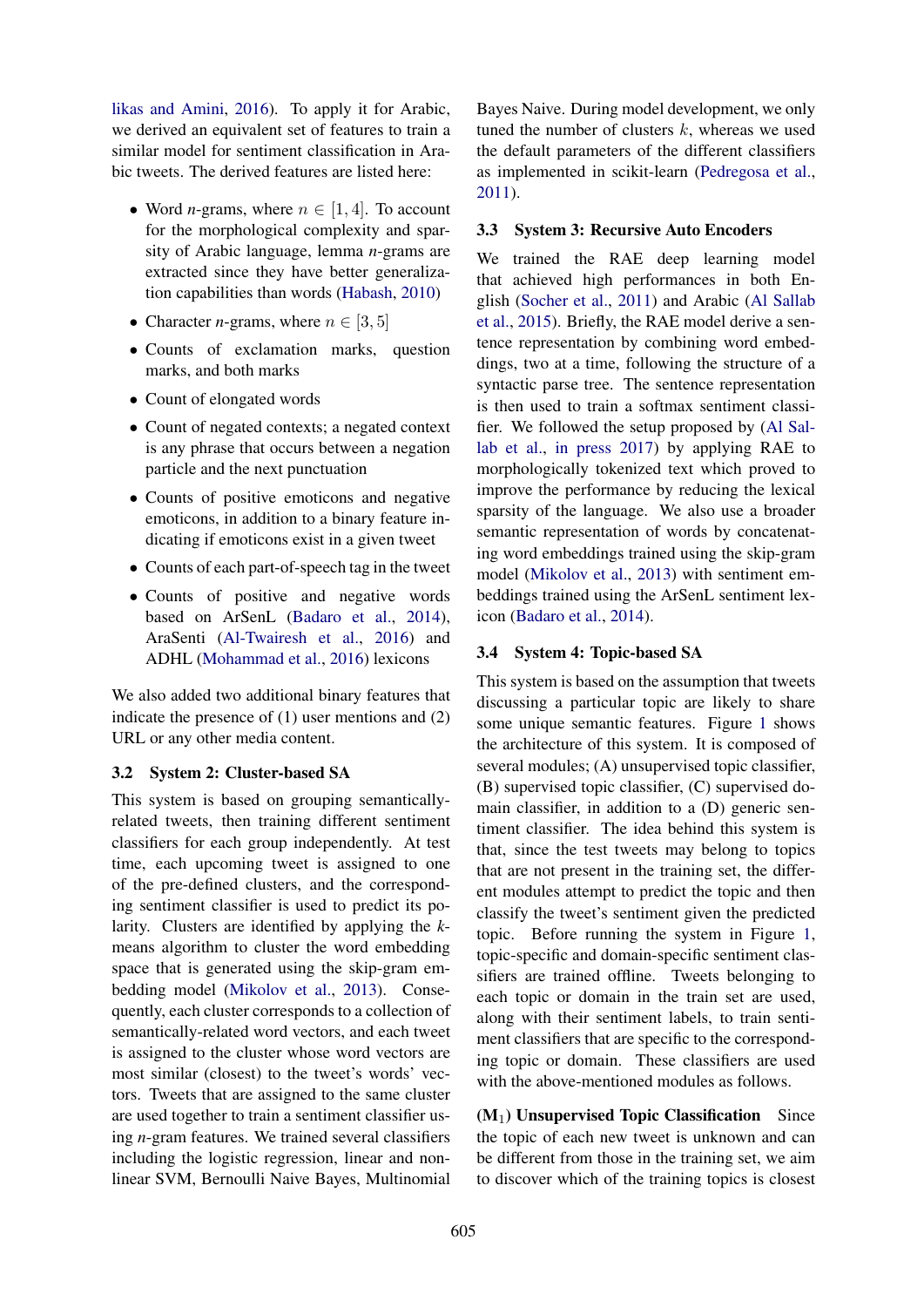likas and Amini, 2016). To apply it for Arabic, we derived an equivalent set of features to train a similar model for sentiment classification in Arabic tweets. The derived features are listed here:

- Word $n$-grams, where $n \in [1, 4]$. To account for the morphological complexity and sparsity of Arabic language, lemma $n$-grams are extracted since they have better generalization capabilities than words (Habash, 2010)
- Character $n$-grams, where $n \in [3, 5]$
- Counts of exclamation marks, question marks, and both marks
- Count of elongated words
- Count of negated contexts; a negated context is any phrase that occurs between a negation particle and the next punctuation
- Counts of positive emoticons and negative emoticons, in addition to a binary feature indicating if emoticons exist in a given tweet
- Counts of each part-of-speech tag in the tweet
- Counts of positive and negative words based on ArSenL (Badaro et al., 2014), AraSenti (Al-Twairesh et al., 2016) and ADHL (Mohammad et al., 2016) lexicons

We also added two additional binary features that indicate the presence of (1) user mentions and (2) URL or any other media content.

### 3.2 System 2: Cluster-based SA

This system is based on grouping semantically-related tweets, then training different sentiment classifiers for each group independently. At test time, each upcoming tweet is assigned to one of the pre-defined clusters, and the corresponding sentiment classifier is used to predict its polarity. Clusters are identified by applying the $k$-means algorithm to cluster the word embedding space that is generated using the skip-gram embedding model (Mikolov et al., 2013). Consequently, each cluster corresponds to a collection of semantically-related word vectors, and each tweet is assigned to the cluster whose word vectors are most similar (closest) to the tweet's words' vectors. Tweets that are assigned to the same cluster are used together to train a sentiment classifier using $n$-gram features. We trained several classifiers including the logistic regression, linear and non-linear SVM, Bernoulli Naive Bayes, Multinomial Bayes Naive. During model development, we only tuned the number of clusters $k$, whereas we used the default parameters of the different classifiers as implemented in scikit-learn (Pedregosa et al., 2011).

### 3.3 System 3: Recursive Auto Encoders

We trained the RAE deep learning model that achieved high performances in both English (Socher et al., 2011) and Arabic (Al Sallab et al., 2015). Briefly, the RAE model derive a sentence representation by combining word embeddings, two at a time, following the structure of a syntactic parse tree. The sentence representation is then used to train a softmax sentiment classifier. We followed the setup proposed by (Al Sallab et al., in press 2017) by applying RAE to morphologically tokenized text which proved to improve the performance by reducing the lexical sparsity of the language. We also use a broader semantic representation of words by concatenating word embeddings trained using the skip-gram model (Mikolov et al., 2013) with sentiment embeddings trained using the ArSenL sentiment lexicon (Badaro et al., 2014).

### 3.4 System 4: Topic-based SA

This system is based on the assumption that tweets discussing a particular topic are likely to share some unique semantic features. Figure 1 shows the architecture of this system. It is composed of several modules; (A) unsupervised topic classifier, (B) supervised topic classifier, (C) supervised domain classifier, in addition to a (D) generic sentiment classifier. The idea behind this system is that, since the test tweets may belong to topics that are not present in the training set, the different modules attempt to predict the topic and then classify the tweet's sentiment given the predicted topic. Before running the system in Figure 1, topic-specific and domain-specific sentiment classifiers are trained offline. Tweets belonging to each topic or domain in the train set are used, along with their sentiment labels, to train sentiment classifiers that are specific to the corresponding topic or domain. These classifiers are used with the above-mentioned modules as follows.

**($M_1$) Unsupervised Topic Classification** Since the topic of each new tweet is unknown and can be different from those in the training set, we aim to discover which of the training topics is closest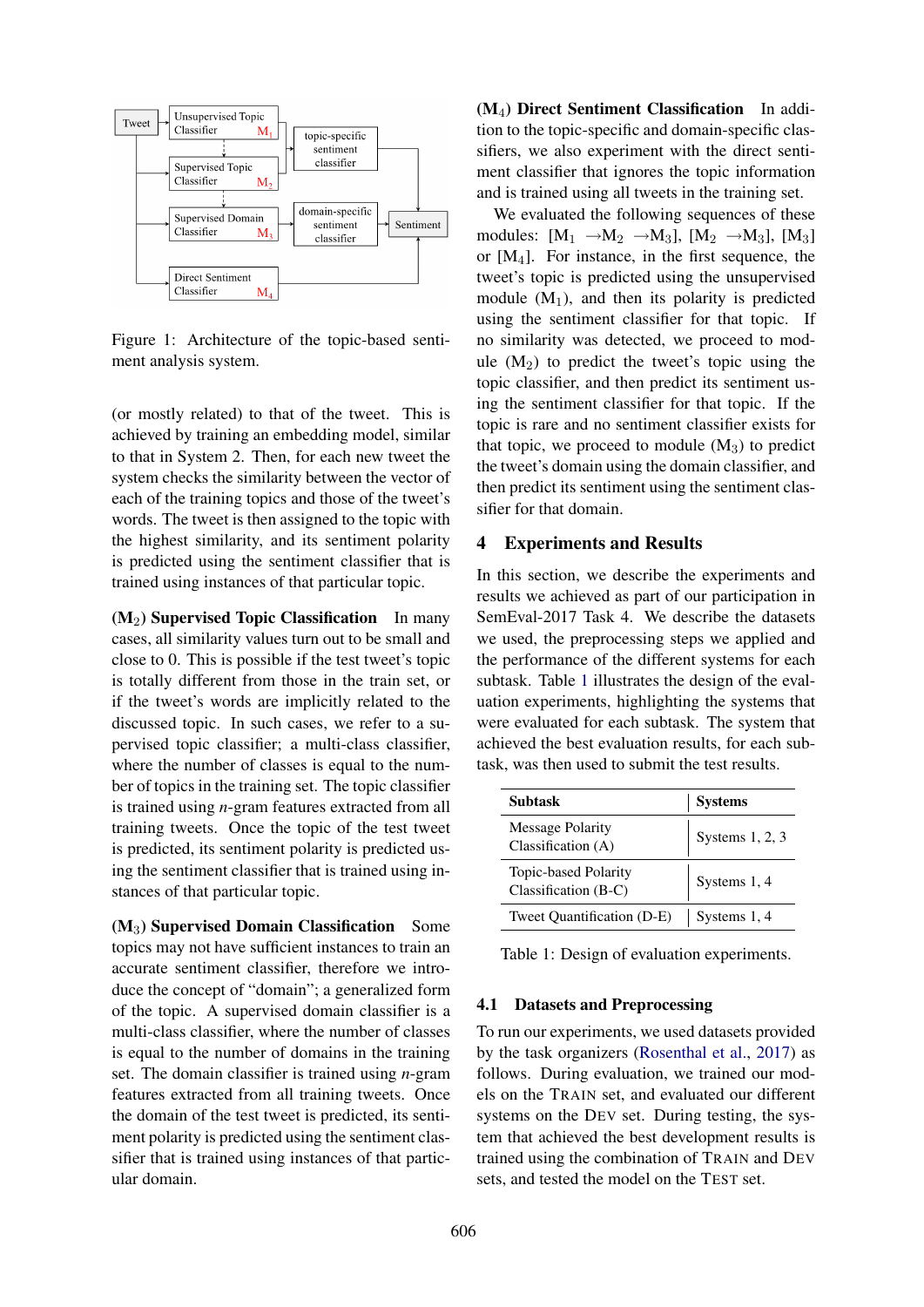Figure 1: Architecture of the topic-based sentiment analysis system.

(or mostly related) to that of the tweet. This is achieved by training an embedding model, similar to that in System 2. Then, for each new tweet the system checks the similarity between the vector of each of the training topics and those of the tweet's words. The tweet is then assigned to the topic with the highest similarity, and its sentiment polarity is predicted using the sentiment classifier that is trained using instances of that particular topic.

**($M_2$) Supervised Topic Classification** In many cases, all similarity values turn out to be small and close to 0. This is possible if the test tweet's topic is totally different from those in the train set, or if the tweet's words are implicitly related to the discussed topic. In such cases, we refer to a supervised topic classifier; a multi-class classifier, where the number of classes is equal to the number of topics in the training set. The topic classifier is trained using *n*-gram features extracted from all training tweets. Once the topic of the test tweet is predicted, its sentiment polarity is predicted using the sentiment classifier that is trained using instances of that particular topic.

**($M_3$) Supervised Domain Classification** Some topics may not have sufficient instances to train an accurate sentiment classifier, therefore we introduce the concept of "domain"; a generalized form of the topic. A supervised domain classifier is a multi-class classifier, where the number of classes is equal to the number of domains in the training set. The domain classifier is trained using *n*-gram features extracted from all training tweets. Once the domain of the test tweet is predicted, its sentiment polarity is predicted using the sentiment classifier that is trained using instances of that particular domain.

**($M_4$) Direct Sentiment Classification** In addition to the topic-specific and domain-specific classifiers, we also experiment with the direct sentiment classifier that ignores the topic information and is trained using all tweets in the training set.

We evaluated the following sequences of these modules: [$M_1$ $\rightarrow M_2$ $\rightarrow M_3$], [$M_2$ $\rightarrow M_3$], [$M_3$] or [$M_4$]. For instance, in the first sequence, the tweet's topic is predicted using the unsupervised module ($M_1$), and then its polarity is predicted using the sentiment classifier for that topic. If no similarity was detected, we proceed to module ($M_2$) to predict the tweet's topic using the topic classifier, and then predict its sentiment using the sentiment classifier for that topic. If the topic is rare and no sentiment classifier exists for that topic, we proceed to module ($M_3$) to predict the tweet's domain using the domain classifier, and then predict its sentiment using the sentiment classifier for that domain.

## 4 Experiments and Results

In this section, we describe the experiments and results we achieved as part of our participation in SemEval-2017 Task 4. We describe the datasets we used, the preprocessing steps we applied and the performance of the different systems for each subtask. Table 1 illustrates the design of the evaluation experiments, highlighting the systems that were evaluated for each subtask. The system that achieved the best evaluation results, for each subtask, was then used to submit the test results.

| Subtask | Systems |
|---|---|
| Message Polarity Classification (A) | Systems 1, 2, 3 |
| Topic-based Polarity Classification (B-C) | Systems 1, 4 |
| Tweet Quantification (D-E) | Systems 1, 4 |

Table 1: Design of evaluation experiments.

### 4.1 Datasets and Preprocessing

To run our experiments, we used datasets provided by the task organizers (Rosenthal et al., 2017) as follows. During evaluation, we trained our models on the TRAIN set, and evaluated our different systems on the DEV set. During testing, the system that achieved the best development results is trained using the combination of TRAIN and DEV sets, and tested the model on the TEST set.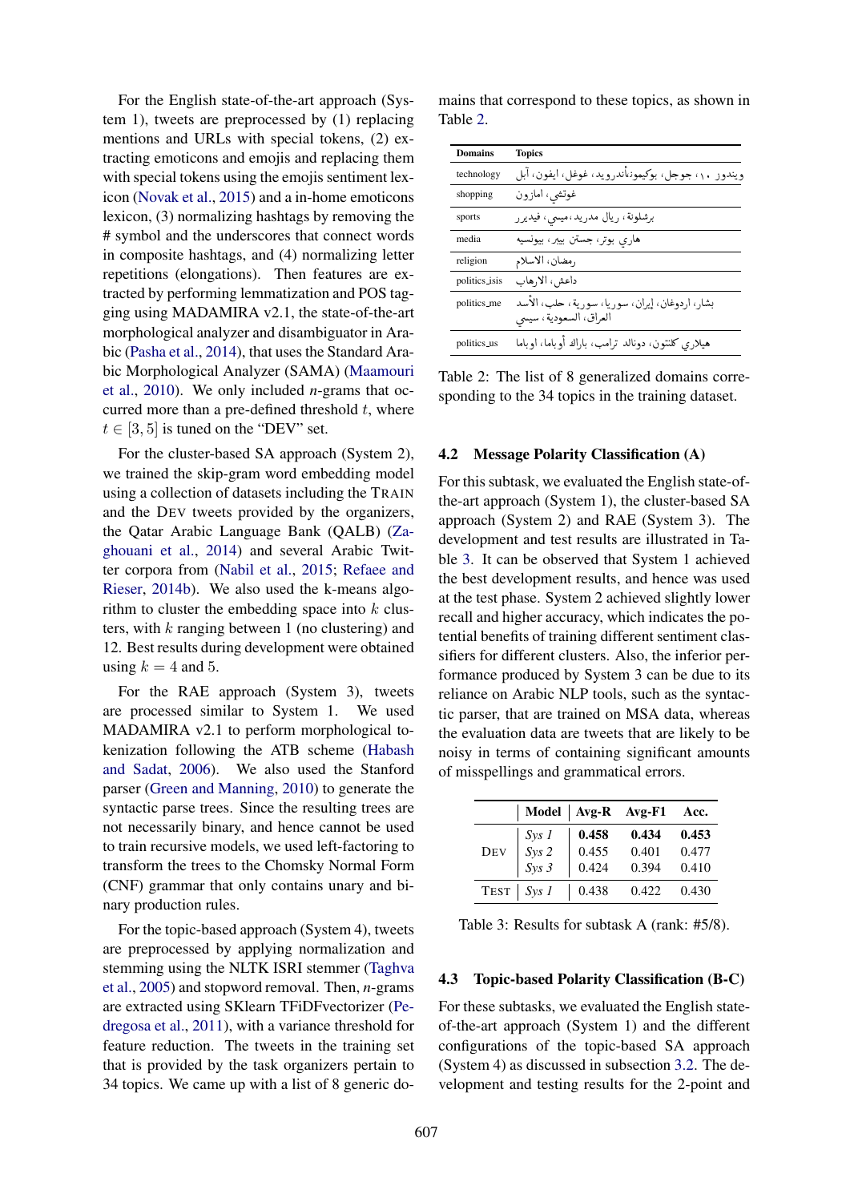For the English state-of-the-art approach (System 1), tweets are preprocessed by (1) replacing mentions and URLs with special tokens, (2) extracting emoticons and emojis and replacing them with special tokens using the emojis sentiment lexicon (Novak et al., 2015) and a in-home emoticons lexicon, (3) normalizing hashtags by removing the # symbol and the underscores that connect words in composite hashtags, and (4) normalizing letter repetitions (elongations). Then features are extracted by performing lemmatization and POS tagging using MADAMIRA v2.1, the state-of-the-art morphological analyzer and disambiguator in Arabic (Pasha et al., 2014), that uses the Standard Arabic Morphological Analyzer (SAMA) (Maamouri et al., 2010). We only included $n$-grams that occurred more than a pre-defined threshold $t$, where $t \in [3, 5]$ is tuned on the "DEV" set.

For the cluster-based SA approach (System 2), we trained the skip-gram word embedding model using a collection of datasets including the TRAIN and the DEV tweets provided by the organizers, the Qatar Arabic Language Bank (QALB) (Zaghouani et al., 2014) and several Arabic Twitter corpora from (Nabil et al., 2015; Refaee and Rieser, 2014b). We also used the k-means algorithm to cluster the embedding space into $k$ clusters, with $k$ ranging between 1 (no clustering) and 12. Best results during development were obtained using $k = 4$ and 5.

For the RAE approach (System 3), tweets are processed similar to System 1. We used MADAMIRA v2.1 to perform morphological tokenization following the ATB scheme (Habash and Sadat, 2006). We also used the Stanford parser (Green and Manning, 2010) to generate the syntactic parse trees. Since the resulting trees are not necessarily binary, and hence cannot be used to train recursive models, we used left-factoring to transform the trees to the Chomsky Normal Form (CNF) grammar that only contains unary and binary production rules.

For the topic-based approach (System 4), tweets are preprocessed by applying normalization and stemming using the NLTK ISRI stemmer (Taghva et al., 2005) and stopword removal. Then, $n$-grams are extracted using SKlearn TFiDFvectorizer (Pedregosa et al., 2011), with a variance threshold for feature reduction. The tweets in the training set that is provided by the task organizers pertain to 34 topics. We came up with a list of 8 generic domains that correspond to these topics, as shown in Table 2.

| Domains | Topics |
|---|---|
| technology | ويندوز ١٠، جوجل، بوكيمونأندرويد، غوغل، ايفون، آبل |
| shopping | غوتشي، امازون |
| sports | برشلونة، ريال مدريد، ميسي، فيدرر |
| media | هاري بوتر، جستن بيبر، بيونسيه |
| religion | رمضان، الاسلام |
| politics_isis | داعش، الارهاب |
| politics_me | بشار، اردوغان، إيران، سوريا، سورية، حلب، الأسد، العراق، السعودية، سيسي |
| politics_us | هيلاري كلنتون، دونالد ترامب، باراك أوباما، اوباما |

Table 2: The list of 8 generalized domains corresponding to the 34 topics in the training dataset.

## 4.2 Message Polarity Classification (A)

For this subtask, we evaluated the English state-of-the-art approach (System 1), the cluster-based SA approach (System 2) and RAE (System 3). The development and test results are illustrated in Table 3. It can be observed that System 1 achieved the best development results, and hence was used at the test phase. System 2 achieved slightly lower recall and higher accuracy, which indicates the potential benefits of training different sentiment classifiers for different clusters. Also, the inferior performance produced by System 3 can be due to its reliance on Arabic NLP tools, such as the syntactic parser, that are trained on MSA data, whereas the evaluation data are tweets that are likely to be noisy in terms of containing significant amounts of misspellings and grammatical errors.

| | Model | Avg-R | Avg-F1 | Acc. |
|---|---|---|---|---|
| DEV | *Sys 1* | **0.458** | **0.434** | **0.453** |
| | *Sys 2* | 0.455 | 0.401 | 0.477 |
| | *Sys 3* | 0.424 | 0.394 | 0.410 |
| TEST | *Sys 1* | 0.438 | 0.422 | 0.430 |

Table 3: Results for subtask A (rank: #5/8).

## 4.3 Topic-based Polarity Classification (B-C)

For these subtasks, we evaluated the English state-of-the-art approach (System 1) and the different configurations of the topic-based SA approach (System 4) as discussed in subsection 3.2. The development and testing results for the 2-point and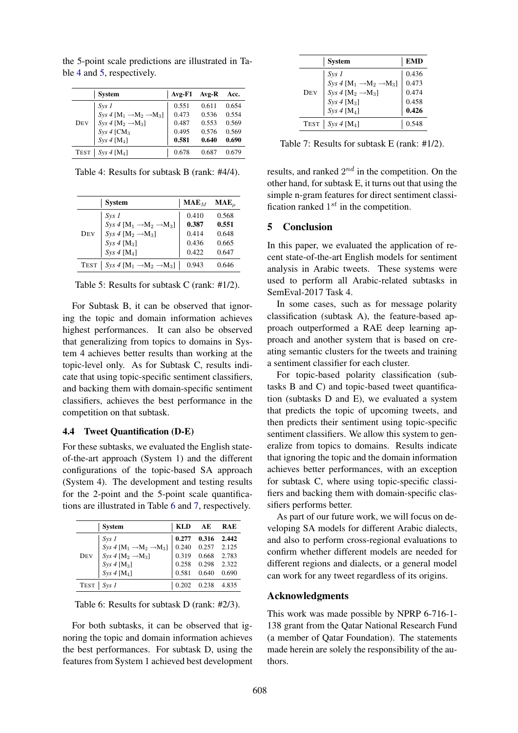the 5-point scale predictions are illustrated in Table 4 and 5, respectively.

| | System | Avg-F1 | Avg-R | Acc. |
|---|---|---|---|---|
| DEV | *Sys 1* | 0.551 | 0.611 | 0.654 |
| | *Sys 4* [$M_1 \rightarrow M_2 \rightarrow M_3$] | 0.473 | 0.536 | 0.554 |
| | *Sys 4* [$M_2 \rightarrow M_3$] | 0.487 | 0.553 | 0.569 |
| | *Sys 4* [$CM_3$ | 0.495 | 0.576 | 0.569 |
| | *Sys 4* [$M_4$] | **0.581** | **0.640** | **0.690** |
| TEST | *Sys 4* [$M_4$] | 0.678 | 0.687 | 0.679 |

Table 4: Results for subtask B (rank: #4/4).

| | System | $MAE_M$ | $MAE_\mu$ |
|---|---|---|---|
| DEV | *Sys 1* | 0.410 | 0.568 |
| | *Sys 4* [$M_1 \rightarrow M_2 \rightarrow M_3$] | **0.387** | **0.551** |
| | *Sys 4* [$M_2 \rightarrow M_3$] | 0.414 | 0.648 |
| | *Sys 4* [$M_3$] | 0.436 | 0.665 |
| | *Sys 4* [$M_4$] | 0.422 | 0.647 |
| TEST | *Sys 4* [$M_1 \rightarrow M_2 \rightarrow M_3$] | 0.943 | 0.646 |

Table 5: Results for subtask C (rank: #1/2).

For Subtask B, it can be observed that ignoring the topic and domain information achieves highest performances. It can also be observed that generalizing from topics to domains in System 4 achieves better results than working at the topic-level only. As for Subtask C, results indicate that using topic-specific sentiment classifiers, and backing them with domain-specific sentiment classifiers, achieves the best performance in the competition on that subtask.

### 4.4 Tweet Quantification (D-E)

For these subtasks, we evaluated the English state-of-the-art approach (System 1) and the different configurations of the topic-based SA approach (System 4). The development and testing results for the 2-point and the 5-point scale quantifications are illustrated in Table 6 and 7, respectively.

| | System | KLD | AE | RAE |
|---|---|---|---|---|
| DEV | *Sys 1* | **0.277** | **0.316** | **2.442** |
| | *Sys 4* [$M_1 \rightarrow M_2 \rightarrow M_3$] | 0.240 | 0.257 | 2.125 |
| | *Sys 4* [$M_2 \rightarrow M_3$] | 0.319 | 0.668 | 2.783 |
| | *Sys 4* [$M_3$] | 0.258 | 0.298 | 2.322 |
| | *Sys 4* [$M_4$] | 0.581 | 0.640 | 0.690 |
| TEST | *Sys 1* | 0.202 | 0.238 | 4.835 |

Table 6: Results for subtask D (rank: #2/3).

For both subtasks, it can be observed that ignoring the topic and domain information achieves the best performances. For subtask D, using the features from System 1 achieved best development results, and ranked $2^{nd}$ in the competition. On the other hand, for subtask E, it turns out that using the simple n-gram features for direct sentiment classification ranked $1^{st}$ in the competition.

| | System | EMD |
|---|---|---|
| DEV | *Sys 1* | 0.436 |
| | *Sys 4* [$M_1 \rightarrow M_2 \rightarrow M_3$] | 0.473 |
| | *Sys 4* [$M_2 \rightarrow M_3$] | 0.474 |
| | *Sys 4* [$M_3$] | 0.458 |
| | *Sys 4* [$M_4$] | **0.426** |
| TEST | *Sys 4* [$M_4$] | 0.548 |

Table 7: Results for subtask E (rank: #1/2).

## 5 Conclusion

In this paper, we evaluated the application of recent state-of-the-art English models for sentiment analysis in Arabic tweets. These systems were used to perform all Arabic-related subtasks in SemEval-2017 Task 4.

In some cases, such as for message polarity classification (subtask A), the feature-based approach outperformed a RAE deep learning approach and another system that is based on creating semantic clusters for the tweets and training a sentiment classifier for each cluster.

For topic-based polarity classification (subtasks B and C) and topic-based tweet quantification (subtasks D and E), we evaluated a system that predicts the topic of upcoming tweets, and then predicts their sentiment using topic-specific sentiment classifiers. We allow this system to generalize from topics to domains. Results indicate that ignoring the topic and the domain information achieves better performances, with an exception for subtask C, where using topic-specific classifiers and backing them with domain-specific classifiers performs better.

As part of our future work, we will focus on developing SA models for different Arabic dialects, and also to perform cross-regional evaluations to confirm whether different models are needed for different regions and dialects, or a general model can work for any tweet regardless of its origins.

## Acknowledgments

This work was made possible by NPRP 6-716-1-138 grant from the Qatar National Research Fund (a member of Qatar Foundation). The statements made herein are solely the responsibility of the authors.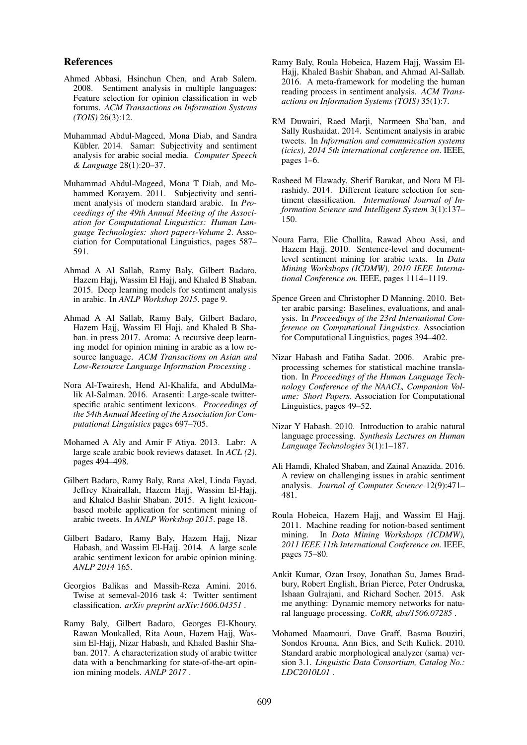## References

Ahmed Abbasi, Hsinchun Chen, and Arab Salem. 2008. Sentiment analysis in multiple languages: Feature selection for opinion classification in web forums. *ACM Transactions on Information Systems (TOIS)* 26(3):12.

Muhammad Abdul-Mageed, Mona Diab, and Sandra Kübler. 2014. Samar: Subjectivity and sentiment analysis for arabic social media. *Computer Speech & Language* 28(1):20–37.

Muhammad Abdul-Mageed, Mona T Diab, and Mohammed Korayem. 2011. Subjectivity and sentiment analysis of modern standard arabic. In *Proceedings of the 49th Annual Meeting of the Association for Computational Linguistics: Human Language Technologies: short papers-Volume 2*. Association for Computational Linguistics, pages 587–591.

Ahmad A Al Sallab, Ramy Baly, Gilbert Badaro, Hazem Hajj, Wassim El Hajj, and Khaled B Shaban. 2015. Deep learning models for sentiment analysis in arabic. In *ANLP Workshop 2015*. page 9.

Ahmad A Al Sallab, Ramy Baly, Gilbert Badaro, Hazem Hajj, Wassim El Hajj, and Khaled B Shaban. in press 2017. Aroma: A recursive deep learning model for opinion mining in arabic as a low resource language. *ACM Transactions on Asian and Low-Resource Language Information Processing* .

Nora Al-Twairesh, Hend Al-Khalifa, and AbdulMalik Al-Salman. 2016. Arasenti: Large-scale twitter-specific arabic sentiment lexicons. *Proceedings of the 54th Annual Meeting of the Association for Computational Linguistics* pages 697–705.

Mohamed A Aly and Amir F Atiya. 2013. Labr: A large scale arabic book reviews dataset. In *ACL (2)*. pages 494–498.

Gilbert Badaro, Ramy Baly, Rana Akel, Linda Fayad, Jeffrey Khairallah, Hazem Hajj, Wassim El-Hajj, and Khaled Bashir Shaban. 2015. A light lexicon-based mobile application for sentiment mining of arabic tweets. In *ANLP Workshop 2015*. page 18.

Gilbert Badaro, Ramy Baly, Hazem Hajj, Nizar Habash, and Wassim El-Hajj. 2014. A large scale arabic sentiment lexicon for arabic opinion mining. *ANLP 2014* 165.

Georgios Balikas and Massih-Reza Amini. 2016. Twise at semeval-2016 task 4: Twitter sentiment classification. *arXiv preprint arXiv:1606.04351* .

Ramy Baly, Gilbert Badaro, Georges El-Khoury, Rawan Moukalled, Rita Aoun, Hazem Hajj, Wassim El-Hajj, Nizar Habash, and Khaled Bashir Shaban. 2017. A characterization study of arabic twitter data with a benchmarking for state-of-the-art opinion mining models. *ANLP 2017* .

Ramy Baly, Roula Hobeica, Hazem Hajj, Wassim El-Hajj, Khaled Bashir Shaban, and Ahmad Al-Sallab. 2016. A meta-framework for modeling the human reading process in sentiment analysis. *ACM Transactions on Information Systems (TOIS)* 35(1):7.

RM Duwairi, Raed Marji, Narmeen Sha'ban, and Sally Rushaidat. 2014. Sentiment analysis in arabic tweets. In *Information and communication systems (icics), 2014 5th international conference on*. IEEE, pages 1–6.

Rasheed M Elawady, Sherif Barakat, and Nora M Elrashidy. 2014. Different feature selection for sentiment classification. *International Journal of Information Science and Intelligent System* 3(1):137–150.

Noura Farra, Elie Challita, Rawad Abou Assi, and Hazem Hajj. 2010. Sentence-level and document-level sentiment mining for arabic texts. In *Data Mining Workshops (ICDMW), 2010 IEEE International Conference on*. IEEE, pages 1114–1119.

Spence Green and Christopher D Manning. 2010. Better arabic parsing: Baselines, evaluations, and analysis. In *Proceedings of the 23rd International Conference on Computational Linguistics*. Association for Computational Linguistics, pages 394–402.

Nizar Habash and Fatiha Sadat. 2006. Arabic preprocessing schemes for statistical machine translation. In *Proceedings of the Human Language Technology Conference of the NAACL, Companion Volume: Short Papers*. Association for Computational Linguistics, pages 49–52.

Nizar Y Habash. 2010. Introduction to arabic natural language processing. *Synthesis Lectures on Human Language Technologies* 3(1):1–187.

Ali Hamdi, Khaled Shaban, and Zainal Anazida. 2016. A review on challenging issues in arabic sentiment analysis. *Journal of Computer Science* 12(9):471–481.

Roula Hobeica, Hazem Hajj, and Wassim El Hajj. 2011. Machine reading for notion-based sentiment mining. In *Data Mining Workshops (ICDMW), 2011 IEEE 11th International Conference on*. IEEE, pages 75–80.

Ankit Kumar, Ozan Irsoy, Jonathan Su, James Bradbury, Robert English, Brian Pierce, Peter Ondruska, Ishaan Gulrajani, and Richard Socher. 2015. Ask me anything: Dynamic memory networks for natural language processing. *CoRR, abs/1506.07285* .

Mohamed Maamouri, Dave Graff, Basma Bouziri, Sondos Krouna, Ann Bies, and Seth Kulick. 2010. Standard arabic morphological analyzer (sama) version 3.1. *Linguistic Data Consortium, Catalog No.: LDC2010L01* .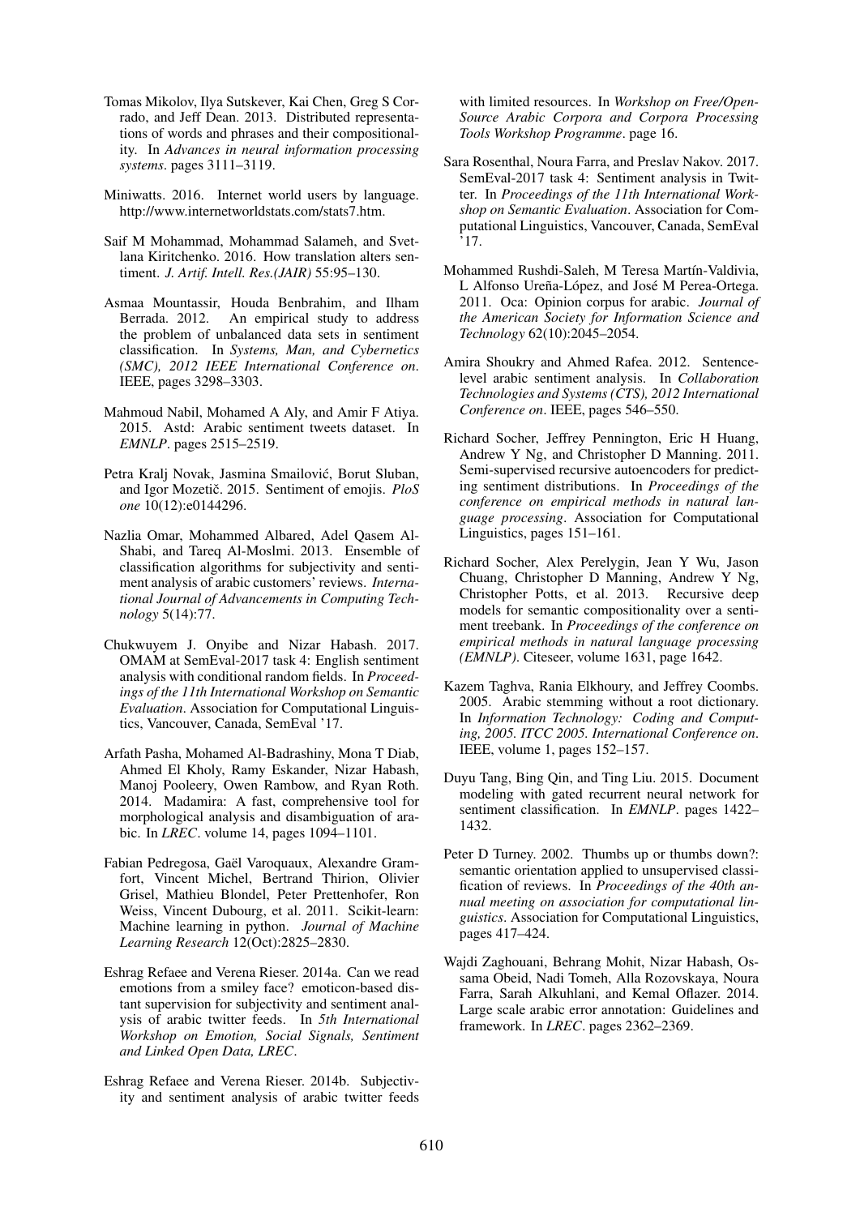Tomas Mikolov, Ilya Sutskever, Kai Chen, Greg S Corrado, and Jeff Dean. 2013. Distributed representations of words and phrases and their compositionality. In *Advances in neural information processing systems*. pages 3111–3119.

Miniwatts. 2016. Internet world users by language. http://www.internetworldstats.com/stats7.htm.

Saif M Mohammad, Mohammad Salameh, and Svetlana Kiritchenko. 2016. How translation alters sentiment. *J. Artif. Intell. Res.(JAIR)* 55:95–130.

Asmaa Mountassir, Houda Benbrahim, and Ilham Berrada. 2012. An empirical study to address the problem of unbalanced data sets in sentiment classification. In *Systems, Man, and Cybernetics (SMC), 2012 IEEE International Conference on*. IEEE, pages 3298–3303.

Mahmoud Nabil, Mohamed A Aly, and Amir F Atiya. 2015. Astd: Arabic sentiment tweets dataset. In *EMNLP*. pages 2515–2519.

Petra Kralj Novak, Jasmina Smailović, Borut Sluban, and Igor Mozetič. 2015. Sentiment of emojis. *PloS one* 10(12):e0144296.

Nazlia Omar, Mohammed Albared, Adel Qasem Al-Shabi, and Tareq Al-Moslmi. 2013. Ensemble of classification algorithms for subjectivity and sentiment analysis of arabic customers' reviews. *International Journal of Advancements in Computing Technology* 5(14):77.

Chukwuyem J. Onyibe and Nizar Habash. 2017. OMAM at SemEval-2017 task 4: English sentiment analysis with conditional random fields. In *Proceedings of the 11th International Workshop on Semantic Evaluation*. Association for Computational Linguistics, Vancouver, Canada, SemEval '17.

Arfath Pasha, Mohamed Al-Badrashiny, Mona T Diab, Ahmed El Kholy, Ramy Eskander, Nizar Habash, Manoj Pooleery, Owen Rambow, and Ryan Roth. 2014. Madamira: A fast, comprehensive tool for morphological analysis and disambiguation of arabic. In *LREC*. volume 14, pages 1094–1101.

Fabian Pedregosa, Gaël Varoquaux, Alexandre Gramfort, Vincent Michel, Bertrand Thirion, Olivier Grisel, Mathieu Blondel, Peter Prettenhofer, Ron Weiss, Vincent Dubourg, et al. 2011. Scikit-learn: Machine learning in python. *Journal of Machine Learning Research* 12(Oct):2825–2830.

Eshrag Refaee and Verena Rieser. 2014a. Can we read emotions from a smiley face? emoticon-based distant supervision for subjectivity and sentiment analysis of arabic twitter feeds. In *5th International Workshop on Emotion, Social Signals, Sentiment and Linked Open Data, LREC*.

Eshrag Refaee and Verena Rieser. 2014b. Subjectivity and sentiment analysis of arabic twitter feeds with limited resources. In *Workshop on Free/Open-Source Arabic Corpora and Corpora Processing Tools Workshop Programme*. page 16.

Sara Rosenthal, Noura Farra, and Preslav Nakov. 2017. SemEval-2017 task 4: Sentiment analysis in Twitter. In *Proceedings of the 11th International Workshop on Semantic Evaluation*. Association for Computational Linguistics, Vancouver, Canada, SemEval '17.

Mohammed Rushdi-Saleh, M Teresa Martín-Valdivia, L Alfonso Ureña-López, and José M Perea-Ortega. 2011. Oca: Opinion corpus for arabic. *Journal of the American Society for Information Science and Technology* 62(10):2045–2054.

Amira Shoukry and Ahmed Rafea. 2012. Sentence-level arabic sentiment analysis. In *Collaboration Technologies and Systems (CTS), 2012 International Conference on*. IEEE, pages 546–550.

Richard Socher, Jeffrey Pennington, Eric H Huang, Andrew Y Ng, and Christopher D Manning. 2011. Semi-supervised recursive autoencoders for predicting sentiment distributions. In *Proceedings of the conference on empirical methods in natural language processing*. Association for Computational Linguistics, pages 151–161.

Richard Socher, Alex Perelygin, Jean Y Wu, Jason Chuang, Christopher D Manning, Andrew Y Ng, Christopher Potts, et al. 2013. Recursive deep models for semantic compositionality over a sentiment treebank. In *Proceedings of the conference on empirical methods in natural language processing (EMNLP)*. Citeseer, volume 1631, page 1642.

Kazem Taghva, Rania Elkhoury, and Jeffrey Coombs. 2005. Arabic stemming without a root dictionary. In *Information Technology: Coding and Computing, 2005. ITCC 2005. International Conference on*. IEEE, volume 1, pages 152–157.

Duyu Tang, Bing Qin, and Ting Liu. 2015. Document modeling with gated recurrent neural network for sentiment classification. In *EMNLP*. pages 1422–1432.

Peter D Turney. 2002. Thumbs up or thumbs down?: semantic orientation applied to unsupervised classification of reviews. In *Proceedings of the 40th annual meeting on association for computational linguistics*. Association for Computational Linguistics, pages 417–424.

Wajdi Zaghouani, Behrang Mohit, Nizar Habash, Ossama Obeid, Nadi Tomeh, Alla Rozovskaya, Noura Farra, Sarah Alkuhlani, and Kemal Oflazer. 2014. Large scale arabic error annotation: Guidelines and framework. In *LREC*. pages 2362–2369.